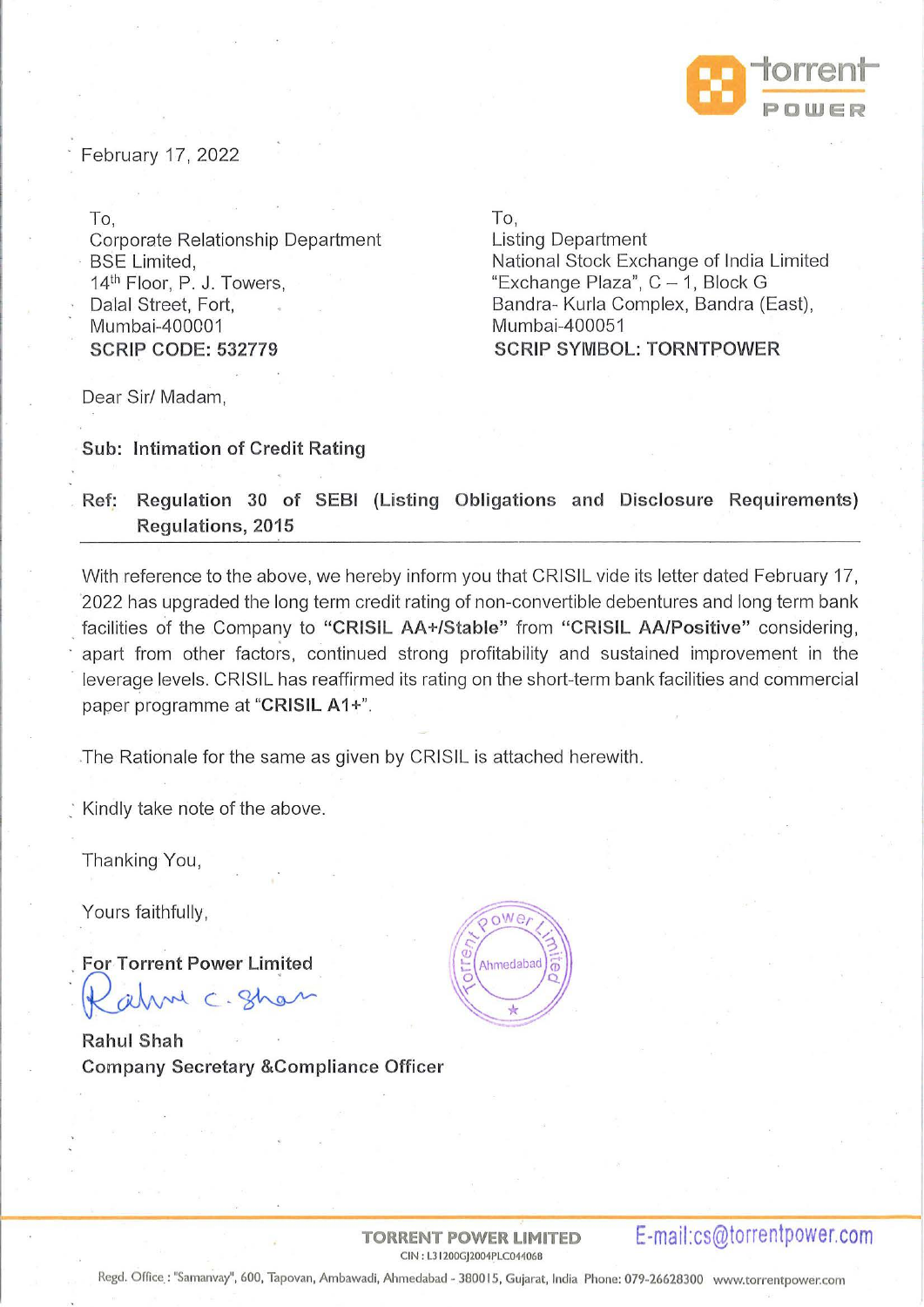February 17, 2022

To,
Corporate Relationship Department
BSE Limited,
14th Floor, P. J. Towers,
Dalal Street, Fort,
Mumbai-400001
**SCRIP CODE: 532779**

To,
Listing Department
National Stock Exchange of India Limited
"Exchange Plaza", C – 1, Block G
Bandra- Kurla Complex, Bandra (East),
Mumbai-400051
**SCRIP SYMBOL: TORNTPOWER**

Dear Sir/ Madam,

**Sub: Intimation of Credit Rating**

**Ref: Regulation 30 of SEBI (Listing Obligations and Disclosure Requirements) Regulations, 2015**

With reference to the above, we hereby inform you that CRISIL vide its letter dated February 17, 2022 has upgraded the long term credit rating of non-convertible debentures and long term bank facilities of the Company to **"CRISIL AA+/Stable"** from **"CRISIL AA/Positive"** considering, apart from other factors, continued strong profitability and sustained improvement in the leverage levels. CRISIL has reaffirmed its rating on the short-term bank facilities and commercial paper programme at "**CRISIL A1+**".

The Rationale for the same as given by CRISIL is attached herewith.

Kindly take note of the above.

Thanking You,

Yours faithfully,

**For Torrent Power Limited**

**Rahul Shah**
**Company Secretary &Compliance Officer**

**TORRENT POWER LIMITED**
CIN : L31200GJ2004PLC044068
E-mail:cs@torrentpower.com

Regd. Office : "Samanvay", 600, Tapovan, Ambawadi, Ahmedabad - 380015, Gujarat, India Phone: 079-26628300 www.torrentpower.com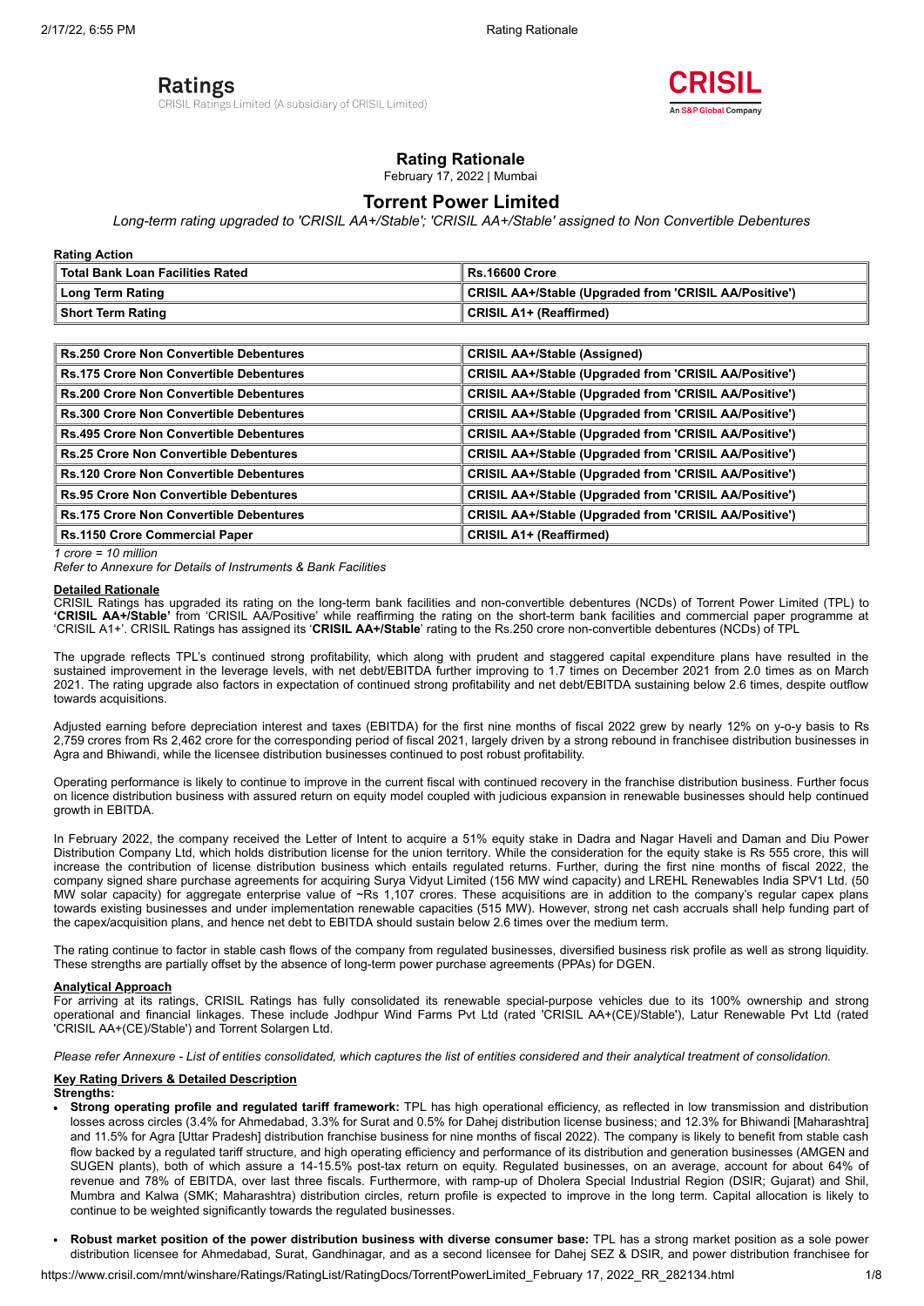Ratings
CRISIL Ratings Limited (A subsidiary of CRISIL Limited)

CRISIL
An S&P Global Company

# Rating Rationale

February 17, 2022 | Mumbai

## Torrent Power Limited

*Long-term rating upgraded to 'CRISIL AA+/Stable'; 'CRISIL AA+/Stable' assigned to Non Convertible Debentures*

**Rating Action**

| Total Bank Loan Facilities Rated | Rs.16600 Crore |
|---|---|
| Long Term Rating | CRISIL AA+/Stable (Upgraded from 'CRISIL AA/Positive') |
| Short Term Rating | CRISIL A1+ (Reaffirmed) |

| Instrument | Rating |
|---|---|
| Rs.250 Crore Non Convertible Debentures | CRISIL AA+/Stable (Assigned) |
| Rs.175 Crore Non Convertible Debentures | CRISIL AA+/Stable (Upgraded from 'CRISIL AA/Positive') |
| Rs.200 Crore Non Convertible Debentures | CRISIL AA+/Stable (Upgraded from 'CRISIL AA/Positive') |
| Rs.300 Crore Non Convertible Debentures | CRISIL AA+/Stable (Upgraded from 'CRISIL AA/Positive') |
| Rs.495 Crore Non Convertible Debentures | CRISIL AA+/Stable (Upgraded from 'CRISIL AA/Positive') |
| Rs.25 Crore Non Convertible Debentures | CRISIL AA+/Stable (Upgraded from 'CRISIL AA/Positive') |
| Rs.120 Crore Non Convertible Debentures | CRISIL AA+/Stable (Upgraded from 'CRISIL AA/Positive') |
| Rs.95 Crore Non Convertible Debentures | CRISIL AA+/Stable (Upgraded from 'CRISIL AA/Positive') |
| Rs.175 Crore Non Convertible Debentures | CRISIL AA+/Stable (Upgraded from 'CRISIL AA/Positive') |
| Rs.1150 Crore Commercial Paper | CRISIL A1+ (Reaffirmed) |

*1 crore = 10 million*

*Refer to Annexure for Details of Instruments & Bank Facilities*

**Detailed Rationale**

CRISIL Ratings has upgraded its rating on the long-term bank facilities and non-convertible debentures (NCDs) of Torrent Power Limited (TPL) to **'CRISIL AA+/Stable'** from 'CRISIL AA/Positive' while reaffirming the rating on the short-term bank facilities and commercial paper programme at 'CRISIL A1+'. CRISIL Ratings has assigned its '**CRISIL AA+/Stable**' rating to the Rs.250 crore non-convertible debentures (NCDs) of TPL

The upgrade reflects TPL's continued strong profitability, which along with prudent and staggered capital expenditure plans have resulted in the sustained improvement in the leverage levels, with net debt/EBITDA further improving to 1.7 times on December 2021 from 2.0 times as on March 2021. The rating upgrade also factors in expectation of continued strong profitability and net debt/EBITDA sustaining below 2.6 times, despite outflow towards acquisitions.

Adjusted earning before depreciation interest and taxes (EBITDA) for the first nine months of fiscal 2022 grew by nearly 12% on y-o-y basis to Rs 2,759 crores from Rs 2,462 crore for the corresponding period of fiscal 2021, largely driven by a strong rebound in franchisee distribution businesses in Agra and Bhiwandi, while the licensee distribution businesses continued to post robust profitability.

Operating performance is likely to continue to improve in the current fiscal with continued recovery in the franchise distribution business. Further focus on licence distribution business with assured return on equity model coupled with judicious expansion in renewable businesses should help continued growth in EBITDA.

In February 2022, the company received the Letter of Intent to acquire a 51% equity stake in Dadra and Nagar Haveli and Daman and Diu Power Distribution Company Ltd, which holds distribution license for the union territory. While the consideration for the equity stake is Rs 555 crore, this will increase the contribution of license distribution business which entails regulated returns. Further, during the first nine months of fiscal 2022, the company signed share purchase agreements for acquiring Surya Vidyut Limited (156 MW wind capacity) and LREHL Renewables India SPV1 Ltd. (50 MW solar capacity) for aggregate enterprise value of ~Rs 1,107 crores. These acquisitions are in addition to the company's regular capex plans towards existing businesses and under implementation renewable capacities (515 MW). However, strong net cash accruals shall help funding part of the capex/acquisition plans, and hence net debt to EBITDA should sustain below 2.6 times over the medium term.

The rating continue to factor in stable cash flows of the company from regulated businesses, diversified business risk profile as well as strong liquidity. These strengths are partially offset by the absence of long-term power purchase agreements (PPAs) for DGEN.

**Analytical Approach**

For arriving at its ratings, CRISIL Ratings has fully consolidated its renewable special-purpose vehicles due to its 100% ownership and strong operational and financial linkages. These include Jodhpur Wind Farms Pvt Ltd (rated 'CRISIL AA+(CE)/Stable'), Latur Renewable Pvt Ltd (rated 'CRISIL AA+(CE)/Stable') and Torrent Solargen Ltd.

*Please refer Annexure - List of entities consolidated, which captures the list of entities considered and their analytical treatment of consolidation.*

**Key Rating Drivers & Detailed Description**

**Strengths:**

- **Strong operating profile and regulated tariff framework:** TPL has high operational efficiency, as reflected in low transmission and distribution losses across circles (3.4% for Ahmedabad, 3.3% for Surat and 0.5% for Dahej distribution license business; and 12.3% for Bhiwandi [Maharashtra] and 11.5% for Agra [Uttar Pradesh] distribution franchise business for nine months of fiscal 2022). The company is likely to benefit from stable cash flow backed by a regulated tariff structure, and high operating efficiency and performance of its distribution and generation businesses (AMGEN and SUGEN plants), both of which assure a 14-15.5% post-tax return on equity. Regulated businesses, on an average, account for about 64% of revenue and 78% of EBITDA, over last three fiscals. Furthermore, with ramp-up of Dholera Special Industrial Region (DSIR; Gujarat) and Shil, Mumbra and Kalwa (SMK; Maharashtra) distribution circles, return profile is expected to improve in the long term. Capital allocation is likely to continue to be weighted significantly towards the regulated businesses.

- **Robust market position of the power distribution business with diverse consumer base:** TPL has a strong market position as a sole power distribution licensee for Ahmedabad, Surat, Gandhinagar, and as a second licensee for Dahej SEZ & DSIR, and power distribution franchisee for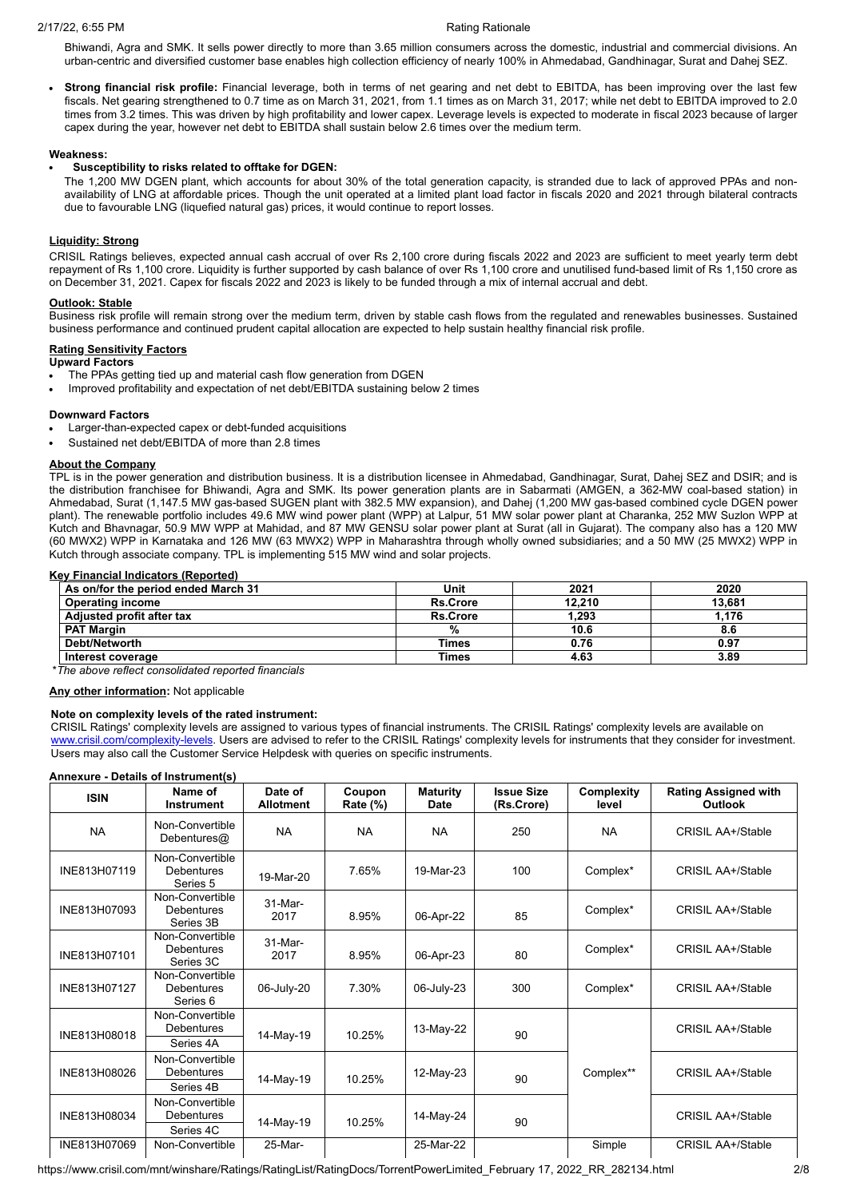Bhiwandi, Agra and SMK. It sells power directly to more than 3.65 million consumers across the domestic, industrial and commercial divisions. An urban-centric and diversified customer base enables high collection efficiency of nearly 100% in Ahmedabad, Gandhinagar, Surat and Dahej SEZ.

- **Strong financial risk profile:** Financial leverage, both in terms of net gearing and net debt to EBITDA, has been improving over the last few fiscals. Net gearing strengthened to 0.7 time as on March 31, 2021, from 1.1 times as on March 31, 2017; while net debt to EBITDA improved to 2.0 times from 3.2 times. This was driven by high profitability and lower capex. Leverage levels is expected to moderate in fiscal 2023 because of larger capex during the year, however net debt to EBITDA shall sustain below 2.6 times over the medium term.

**Weakness:**

- **Susceptibility to risks related to offtake for DGEN:**

The 1,200 MW DGEN plant, which accounts for about 30% of the total generation capacity, is stranded due to lack of approved PPAs and non-availability of LNG at affordable prices. Though the unit operated at a limited plant load factor in fiscals 2020 and 2021 through bilateral contracts due to favourable LNG (liquefied natural gas) prices, it would continue to report losses.

**Liquidity: Strong**

CRISIL Ratings believes, expected annual cash accrual of over Rs 2,100 crore during fiscals 2022 and 2023 are sufficient to meet yearly term debt repayment of Rs 1,100 crore. Liquidity is further supported by cash balance of over Rs 1,100 crore and unutilised fund-based limit of Rs 1,150 crore as on December 31, 2021. Capex for fiscals 2022 and 2023 is likely to be funded through a mix of internal accrual and debt.

**Outlook: Stable**

Business risk profile will remain strong over the medium term, driven by stable cash flows from the regulated and renewables businesses. Sustained business performance and continued prudent capital allocation are expected to help sustain healthy financial risk profile.

**Rating Sensitivity Factors**

**Upward Factors**

- The PPAs getting tied up and material cash flow generation from DGEN
- Improved profitability and expectation of net debt/EBITDA sustaining below 2 times

**Downward Factors**

- Larger-than-expected capex or debt-funded acquisitions
- Sustained net debt/EBITDA of more than 2.8 times

**About the Company**

TPL is in the power generation and distribution business. It is a distribution licensee in Ahmedabad, Gandhinagar, Surat, Dahej SEZ and DSIR; and is the distribution franchisee for Bhiwandi, Agra and SMK. Its power generation plants are in Sabarmati (AMGEN, a 362-MW coal-based station) in Ahmedabad, Surat (1,147.5 MW gas-based SUGEN plant with 382.5 MW expansion), and Dahej (1,200 MW gas-based combined cycle DGEN power plant). The renewable portfolio includes 49.6 MW wind power plant (WPP) at Lalpur, 51 MW solar power plant at Charanka, 252 MW Suzlon WPP at Kutch and Bhavnagar, 50.9 MW WPP at Mahidad, and 87 MW GENSU solar power plant at Surat (all in Gujarat). The company also has a 120 MW (60 MWX2) WPP in Karnataka and 126 MW (63 MWX2) WPP in Maharashtra through wholly owned subsidiaries; and a 50 MW (25 MWX2) WPP in Kutch through associate company. TPL is implementing 515 MW wind and solar projects.

**Key Financial Indicators (Reported)**

| As on/for the period ended March 31 | Unit | 2021 | 2020 |
|---|---|---|---|
| Operating income | Rs.Crore | 12,210 | 13,681 |
| Adjusted profit after tax | Rs.Crore | 1,293 | 1,176 |
| PAT Margin | % | 10.6 | 8.6 |
| Debt/Networth | Times | 0.76 | 0.97 |
| Interest coverage | Times | 4.63 | 3.89 |

*\*The above reflect consolidated reported financials*

**Any other information:** Not applicable

**Note on complexity levels of the rated instrument:**

CRISIL Ratings' complexity levels are assigned to various types of financial instruments. The CRISIL Ratings' complexity levels are available on www.crisil.com/complexity-levels. Users are advised to refer to the CRISIL Ratings' complexity levels for instruments that they consider for investment. Users may also call the Customer Service Helpdesk with queries on specific instruments.

**Annexure - Details of Instrument(s)**

| ISIN | Name of Instrument | Date of Allotment | Coupon Rate (%) | Maturity Date | Issue Size (Rs.Crore) | Complexity level | Rating Assigned with Outlook |
|---|---|---|---|---|---|---|---|
| NA | Non-Convertible Debentures@ | NA | NA | NA | 250 | NA | CRISIL AA+/Stable |
| INE813H07119 | Non-Convertible Debentures Series 5 | 19-Mar-20 | 7.65% | 19-Mar-23 | 100 | Complex* | CRISIL AA+/Stable |
| INE813H07093 | Non-Convertible Debentures Series 3B | 31-Mar-2017 | 8.95% | 06-Apr-22 | 85 | Complex* | CRISIL AA+/Stable |
| INE813H07101 | Non-Convertible Debentures Series 3C | 31-Mar-2017 | 8.95% | 06-Apr-23 | 80 | Complex* | CRISIL AA+/Stable |
| INE813H07127 | Non-Convertible Debentures Series 6 | 06-July-20 | 7.30% | 06-July-23 | 300 | Complex* | CRISIL AA+/Stable |
| INE813H08018 | Non-Convertible Debentures Series 4A | 14-May-19 | 10.25% | 13-May-22 | 90 | Complex** | CRISIL AA+/Stable |
| INE813H08026 | Non-Convertible Debentures Series 4B | 14-May-19 | 10.25% | 12-May-23 | 90 | Complex** | CRISIL AA+/Stable |
| INE813H08034 | Non-Convertible Debentures Series 4C | 14-May-19 | 10.25% | 14-May-24 | 90 | Complex** | CRISIL AA+/Stable |
| INE813H07069 | Non-Convertible | 25-Mar- | | 25-Mar-22 | | Simple | CRISIL AA+/Stable |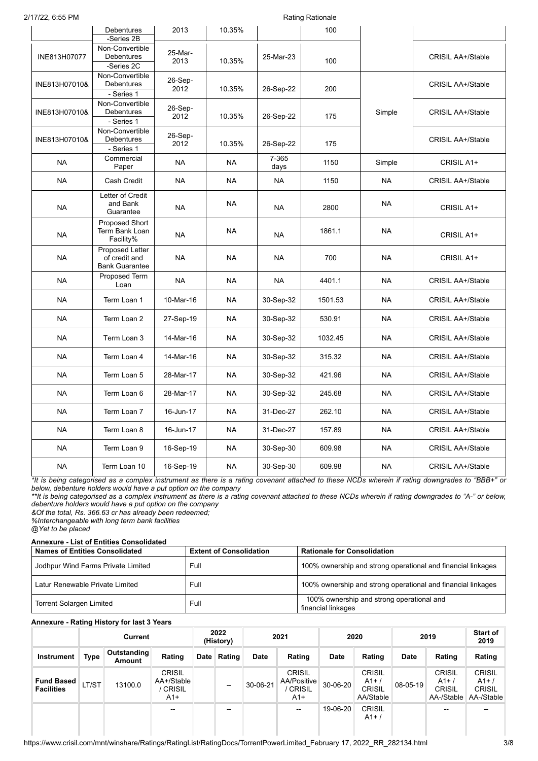| | Debentures -Series 2B | 2013 | 10.35% | | 100 | | |
|---|---|---|---|---|---|---|---|
| INE813H07077 | Non-Convertible Debentures -Series 2C | 25-Mar-2013 | 10.35% | 25-Mar-23 | 100 | | CRISIL AA+/Stable |
| INE813H07010& | Non-Convertible Debentures - Series 1 | 26-Sep-2012 | 10.35% | 26-Sep-22 | 200 | | CRISIL AA+/Stable |
| INE813H07010& | Non-Convertible Debentures - Series 1 | 26-Sep-2012 | 10.35% | 26-Sep-22 | 175 | Simple | CRISIL AA+/Stable |
| INE813H07010& | Non-Convertible Debentures - Series 1 | 26-Sep-2012 | 10.35% | 26-Sep-22 | 175 | | CRISIL AA+/Stable |
| NA | Commercial Paper | NA | NA | 7-365 days | 1150 | Simple | CRISIL A1+ |
| NA | Cash Credit | NA | NA | NA | 1150 | NA | CRISIL AA+/Stable |
| NA | Letter of Credit and Bank Guarantee | NA | NA | NA | 2800 | NA | CRISIL A1+ |
| NA | Proposed Short Term Bank Loan Facility% | NA | NA | NA | 1861.1 | NA | CRISIL A1+ |
| NA | Proposed Letter of credit and Bank Guarantee | NA | NA | NA | 700 | NA | CRISIL A1+ |
| NA | Proposed Term Loan | NA | NA | NA | 4401.1 | NA | CRISIL AA+/Stable |
| NA | Term Loan 1 | 10-Mar-16 | NA | 30-Sep-32 | 1501.53 | NA | CRISIL AA+/Stable |
| NA | Term Loan 2 | 27-Sep-19 | NA | 30-Sep-32 | 530.91 | NA | CRISIL AA+/Stable |
| NA | Term Loan 3 | 14-Mar-16 | NA | 30-Sep-32 | 1032.45 | NA | CRISIL AA+/Stable |
| NA | Term Loan 4 | 14-Mar-16 | NA | 30-Sep-32 | 315.32 | NA | CRISIL AA+/Stable |
| NA | Term Loan 5 | 28-Mar-17 | NA | 30-Sep-32 | 421.96 | NA | CRISIL AA+/Stable |
| NA | Term Loan 6 | 28-Mar-17 | NA | 30-Sep-32 | 245.68 | NA | CRISIL AA+/Stable |
| NA | Term Loan 7 | 16-Jun-17 | NA | 31-Dec-27 | 262.10 | NA | CRISIL AA+/Stable |
| NA | Term Loan 8 | 16-Jun-17 | NA | 31-Dec-27 | 157.89 | NA | CRISIL AA+/Stable |
| NA | Term Loan 9 | 16-Sep-19 | NA | 30-Sep-30 | 609.98 | NA | CRISIL AA+/Stable |
| NA | Term Loan 10 | 16-Sep-19 | NA | 30-Sep-30 | 609.98 | NA | CRISIL AA+/Stable |

*It is being categorised as a complex instrument as there is a rating covenant attached to these NCDs wherein if rating downgrades to "BBB+" or below, debenture holders would have a put option on the company

**It is being categorised as a complex instrument as there is a rating covenant attached to these NCDs wherein if rating downgrades to "A-" or below, debenture holders would have a put option on the company

&Of the total, Rs. 366.63 cr has already been redeemed;

%Interchangeable with long term bank facilities

@Yet to be placed

**Annexure - List of Entities Consolidated**

| Names of Entities Consolidated | Extent of Consolidation | Rationale for Consolidation |
|---|---|---|
| Jodhpur Wind Farms Private Limited | Full | 100% ownership and strong operational and financial linkages |
| Latur Renewable Private Limited | Full | 100% ownership and strong operational and financial linkages |
| Torrent Solargen Limited | Full | 100% ownership and strong operational and financial linkages |

**Annexure - Rating History for last 3 Years**

| | Current | | | 2022 (History) | | 2021 | | 2020 | | 2019 | | Start of 2019 |
|---|---|---|---|---|---|---|---|---|---|---|---|---|
| Instrument | Type | Outstanding Amount | Rating | Date | Rating | Date | Rating | Date | Rating | Date | Rating | Rating |
| Fund Based Facilities | LT/ST | 13100.0 | CRISIL AA+/Stable / CRISIL A1+ | | -- | 30-06-21 | CRISIL AA/Positive / CRISIL A1+ | 30-06-20 | CRISIL A1+ / CRISIL AA/Stable | 08-05-19 | CRISIL A1+ / CRISIL AA-/Stable | CRISIL A1+ / CRISIL AA-/Stable |
| | | | -- | | -- | | -- | 19-06-20 | CRISIL A1+ / | | -- | -- |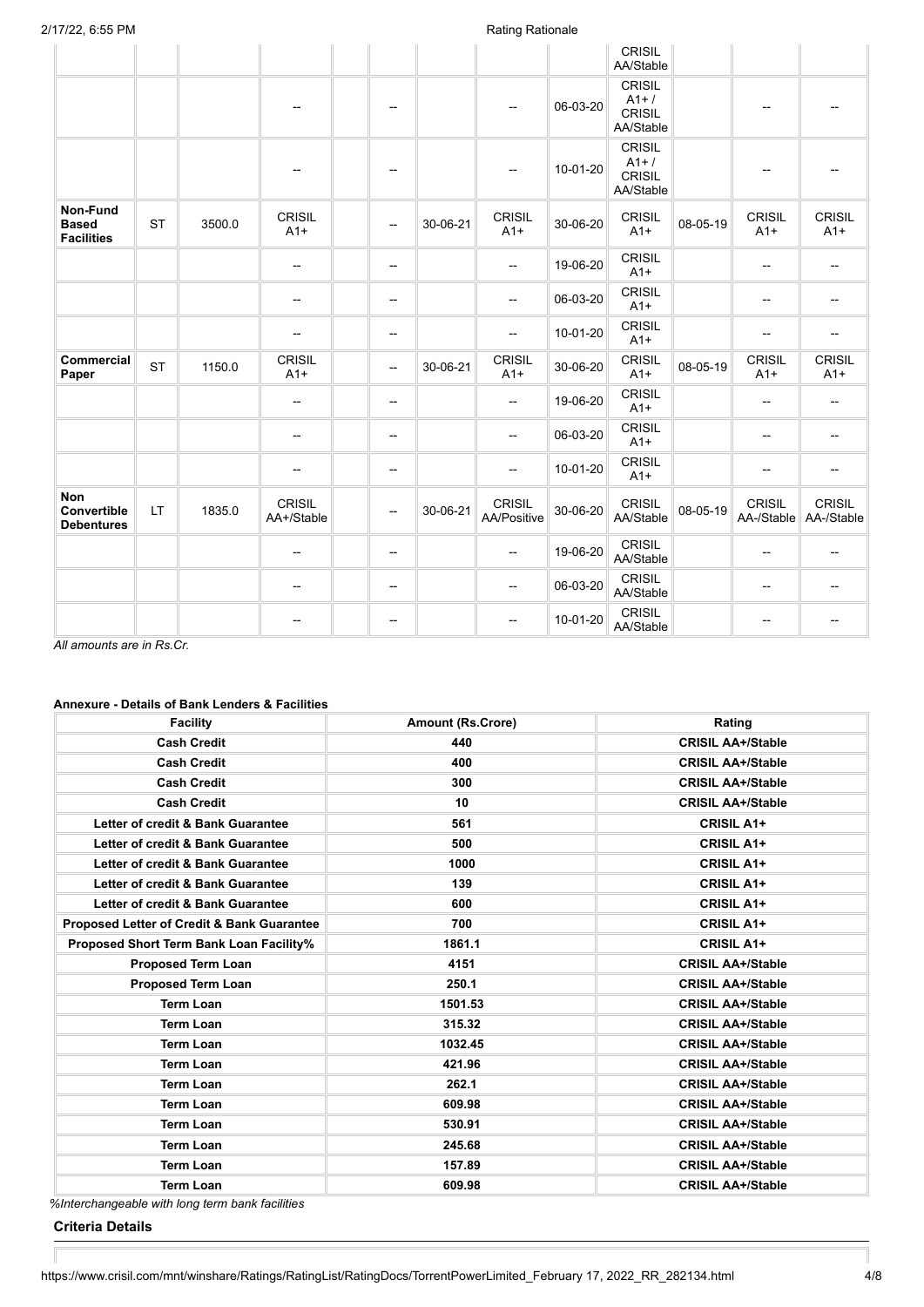| | | | | | | | | | CRISIL AA/Stable | | | |
|---|---|---|---|---|---|---|---|---|---|---|---|---|
| | | | -- | | -- | | -- | 06-03-20 | CRISIL A1+ / CRISIL AA/Stable | | -- | -- |
| | | | -- | | -- | | -- | 10-01-20 | CRISIL A1+ / CRISIL AA/Stable | | -- | -- |
| **Non-Fund Based Facilities** | ST | 3500.0 | CRISIL A1+ | | -- | 30-06-21 | CRISIL A1+ | 30-06-20 | CRISIL A1+ | 08-05-19 | CRISIL A1+ | CRISIL A1+ |
| | | | -- | | -- | | -- | 19-06-20 | CRISIL A1+ | | -- | -- |
| | | | -- | | -- | | -- | 06-03-20 | CRISIL A1+ | | -- | -- |
| | | | -- | | -- | | -- | 10-01-20 | CRISIL A1+ | | -- | -- |
| **Commercial Paper** | ST | 1150.0 | CRISIL A1+ | | -- | 30-06-21 | CRISIL A1+ | 30-06-20 | CRISIL A1+ | 08-05-19 | CRISIL A1+ | CRISIL A1+ |
| | | | -- | | -- | | -- | 19-06-20 | CRISIL A1+ | | -- | -- |
| | | | -- | | -- | | -- | 06-03-20 | CRISIL A1+ | | -- | -- |
| | | | -- | | -- | | -- | 10-01-20 | CRISIL A1+ | | -- | -- |
| **Non Convertible Debentures** | LT | 1835.0 | CRISIL AA+/Stable | | -- | 30-06-21 | CRISIL AA/Positive | 30-06-20 | CRISIL AA/Stable | 08-05-19 | CRISIL AA-/Stable | CRISIL AA-/Stable |
| | | | -- | | -- | | -- | 19-06-20 | CRISIL AA/Stable | | -- | -- |
| | | | -- | | -- | | -- | 06-03-20 | CRISIL AA/Stable | | -- | -- |
| | | | -- | | -- | | -- | 10-01-20 | CRISIL AA/Stable | | -- | -- |

*All amounts are in Rs.Cr.*

**Annexure - Details of Bank Lenders & Facilities**

| Facility | Amount (Rs.Crore) | Rating |
|---|---|---|
| Cash Credit | 440 | CRISIL AA+/Stable |
| Cash Credit | 400 | CRISIL AA+/Stable |
| Cash Credit | 300 | CRISIL AA+/Stable |
| Cash Credit | 10 | CRISIL AA+/Stable |
| Letter of credit & Bank Guarantee | 561 | CRISIL A1+ |
| Letter of credit & Bank Guarantee | 500 | CRISIL A1+ |
| Letter of credit & Bank Guarantee | 1000 | CRISIL A1+ |
| Letter of credit & Bank Guarantee | 139 | CRISIL A1+ |
| Letter of credit & Bank Guarantee | 600 | CRISIL A1+ |
| Proposed Letter of Credit & Bank Guarantee | 700 | CRISIL A1+ |
| Proposed Short Term Bank Loan Facility% | 1861.1 | CRISIL A1+ |
| Proposed Term Loan | 4151 | CRISIL AA+/Stable |
| Proposed Term Loan | 250.1 | CRISIL AA+/Stable |
| Term Loan | 1501.53 | CRISIL AA+/Stable |
| Term Loan | 315.32 | CRISIL AA+/Stable |
| Term Loan | 1032.45 | CRISIL AA+/Stable |
| Term Loan | 421.96 | CRISIL AA+/Stable |
| Term Loan | 262.1 | CRISIL AA+/Stable |
| Term Loan | 609.98 | CRISIL AA+/Stable |
| Term Loan | 530.91 | CRISIL AA+/Stable |
| Term Loan | 245.68 | CRISIL AA+/Stable |
| Term Loan | 157.89 | CRISIL AA+/Stable |
| Term Loan | 609.98 | CRISIL AA+/Stable |

*%Interchangeable with long term bank facilities*

**Criteria Details**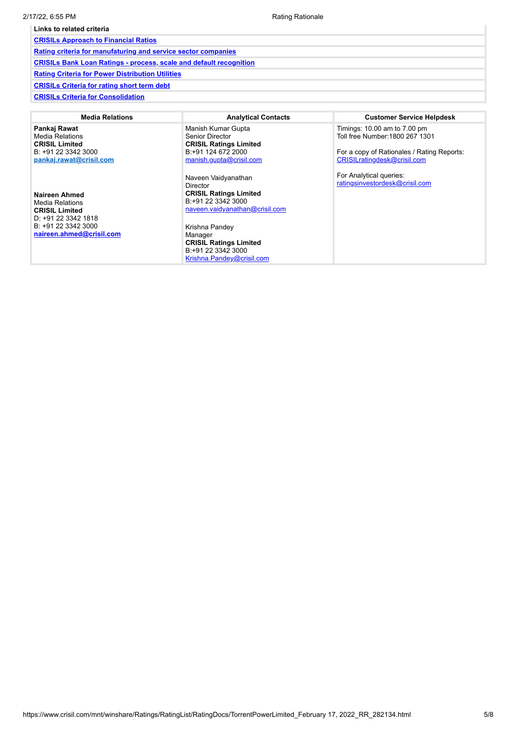| Links to related criteria |
|---|
| [CRISILs Approach to Financial Ratios] |
| [Rating criteria for manufaturing and service sector companies] |
| [CRISILs Bank Loan Ratings - process, scale and default recognition] |
| [Rating Criteria for Power Distribution Utilities] |
| [CRISILs Criteria for rating short term debt] |
| [CRISILs Criteria for Consolidation] |

| Media Relations | Analytical Contacts | Customer Service Helpdesk |
|---|---|---|
| **Pankaj Rawat**<br>Media Relations<br>**CRISIL Limited**<br>B: +91 22 3342 3000<br>**pankaj.rawat@crisil.com**<br><br>**Naireen Ahmed**<br>Media Relations<br>**CRISIL Limited**<br>D: +91 22 3342 1818<br>B: +91 22 3342 3000<br>**naireen.ahmed@crisil.com** | Manish Kumar Gupta<br>Senior Director<br>**CRISIL Ratings Limited**<br>B:+91 124 672 2000<br>manish.gupta@crisil.com<br><br>Naveen Vaidyanathan<br>Director<br>**CRISIL Ratings Limited**<br>B:+91 22 3342 3000<br>naveen.vaidyanathan@crisil.com<br><br>Krishna Pandey<br>Manager<br>**CRISIL Ratings Limited**<br>B:+91 22 3342 3000<br>Krishna.Pandey@crisil.com | Timings: 10.00 am to 7.00 pm<br>Toll free Number:1800 267 1301<br><br>For a copy of Rationales / Rating Reports:<br>CRISILratingdesk@crisil.com<br><br>For Analytical queries:<br>ratingsinvestordesk@crisil.com |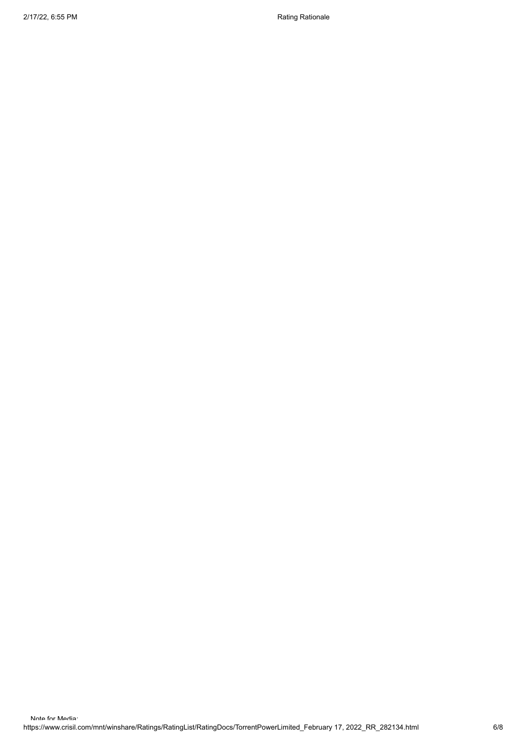Note for Media: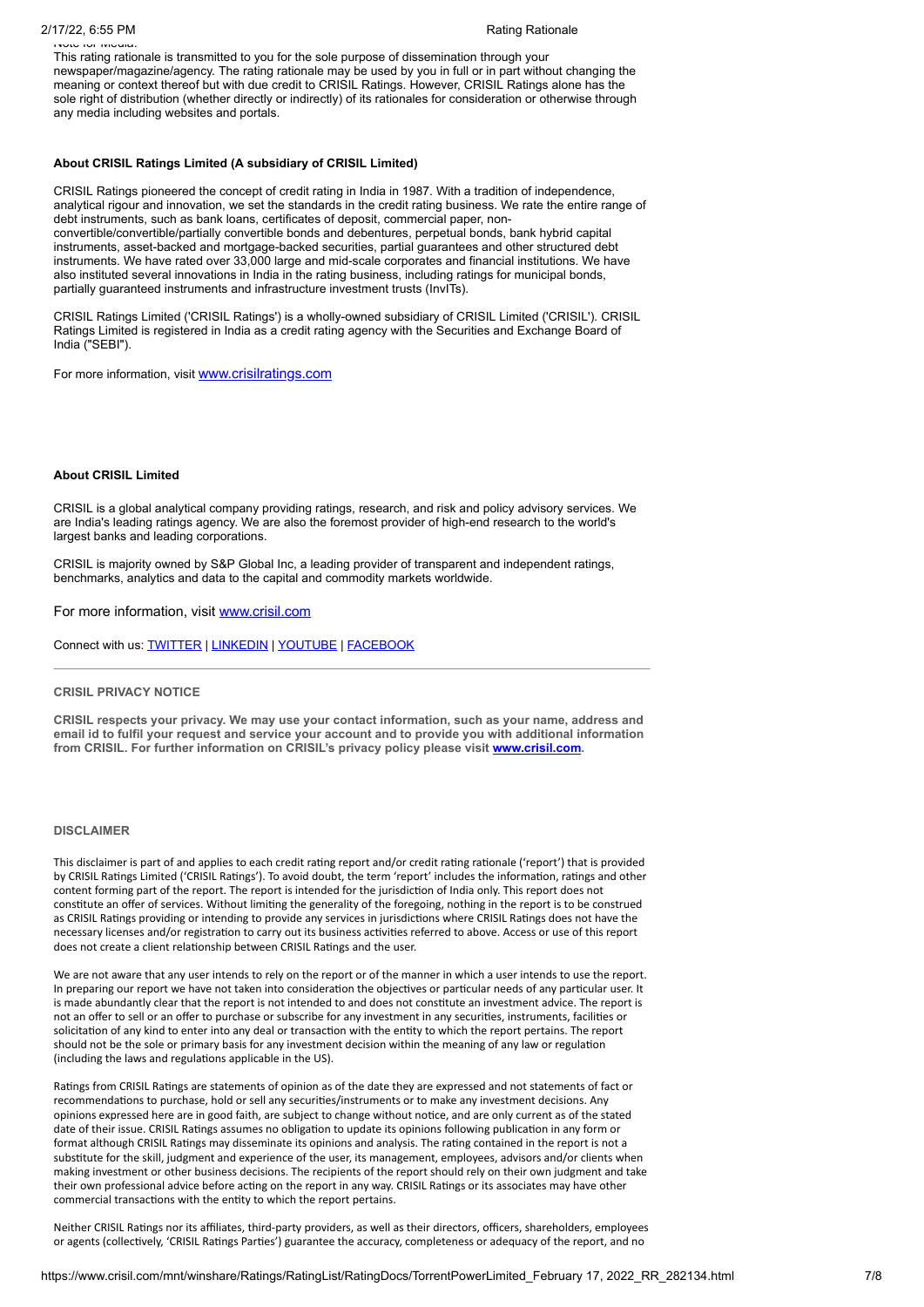Note for Media:

This rating rationale is transmitted to you for the sole purpose of dissemination through your newspaper/magazine/agency. The rating rationale may be used by you in full or in part without changing the meaning or context thereof but with due credit to CRISIL Ratings. However, CRISIL Ratings alone has the sole right of distribution (whether directly or indirectly) of its rationales for consideration or otherwise through any media including websites and portals.

**About CRISIL Ratings Limited (A subsidiary of CRISIL Limited)**

CRISIL Ratings pioneered the concept of credit rating in India in 1987. With a tradition of independence, analytical rigour and innovation, we set the standards in the credit rating business. We rate the entire range of debt instruments, such as bank loans, certificates of deposit, commercial paper, non-convertible/convertible/partially convertible bonds and debentures, perpetual bonds, bank hybrid capital instruments, asset-backed and mortgage-backed securities, partial guarantees and other structured debt instruments. We have rated over 33,000 large and mid-scale corporates and financial institutions. We have also instituted several innovations in India in the rating business, including ratings for municipal bonds, partially guaranteed instruments and infrastructure investment trusts (InvITs).

CRISIL Ratings Limited ('CRISIL Ratings') is a wholly-owned subsidiary of CRISIL Limited ('CRISIL'). CRISIL Ratings Limited is registered in India as a credit rating agency with the Securities and Exchange Board of India ("SEBI").

For more information, visit [www.crisilratings.com](www.crisilratings.com)

**About CRISIL Limited**

CRISIL is a global analytical company providing ratings, research, and risk and policy advisory services. We are India's leading ratings agency. We are also the foremost provider of high-end research to the world's largest banks and leading corporations.

CRISIL is majority owned by S&P Global Inc, a leading provider of transparent and independent ratings, benchmarks, analytics and data to the capital and commodity markets worldwide.

For more information, visit [www.crisil.com](www.crisil.com)

Connect with us: TWITTER | LINKEDIN | YOUTUBE | FACEBOOK

---

**CRISIL PRIVACY NOTICE**

**CRISIL respects your privacy. We may use your contact information, such as your name, address and email id to fulfil your request and service your account and to provide you with additional information from CRISIL. For further information on CRISIL's privacy policy please visit [www.crisil.com](www.crisil.com).**

**DISCLAIMER**

This disclaimer is part of and applies to each credit rating report and/or credit rating rationale ('report') that is provided by CRISIL Ratings Limited ('CRISIL Ratings'). To avoid doubt, the term 'report' includes the information, ratings and other content forming part of the report. The report is intended for the jurisdiction of India only. This report does not constitute an offer of services. Without limiting the generality of the foregoing, nothing in the report is to be construed as CRISIL Ratings providing or intending to provide any services in jurisdictions where CRISIL Ratings does not have the necessary licenses and/or registration to carry out its business activities referred to above. Access or use of this report does not create a client relationship between CRISIL Ratings and the user.

We are not aware that any user intends to rely on the report or of the manner in which a user intends to use the report. In preparing our report we have not taken into consideration the objectives or particular needs of any particular user. It is made abundantly clear that the report is not intended to and does not constitute an investment advice. The report is not an offer to sell or an offer to purchase or subscribe for any investment in any securities, instruments, facilities or solicitation of any kind to enter into any deal or transaction with the entity to which the report pertains. The report should not be the sole or primary basis for any investment decision within the meaning of any law or regulation (including the laws and regulations applicable in the US).

Ratings from CRISIL Ratings are statements of opinion as of the date they are expressed and not statements of fact or recommendations to purchase, hold or sell any securities/instruments or to make any investment decisions. Any opinions expressed here are in good faith, are subject to change without notice, and are only current as of the stated date of their issue. CRISIL Ratings assumes no obligation to update its opinions following publication in any form or format although CRISIL Ratings may disseminate its opinions and analysis. The rating contained in the report is not a substitute for the skill, judgment and experience of the user, its management, employees, advisors and/or clients when making investment or other business decisions. The recipients of the report should rely on their own judgment and take their own professional advice before acting on the report in any way. CRISIL Ratings or its associates may have other commercial transactions with the entity to which the report pertains.

Neither CRISIL Ratings nor its affiliates, third-party providers, as well as their directors, officers, shareholders, employees or agents (collectively, 'CRISIL Ratings Parties') guarantee the accuracy, completeness or adequacy of the report, and no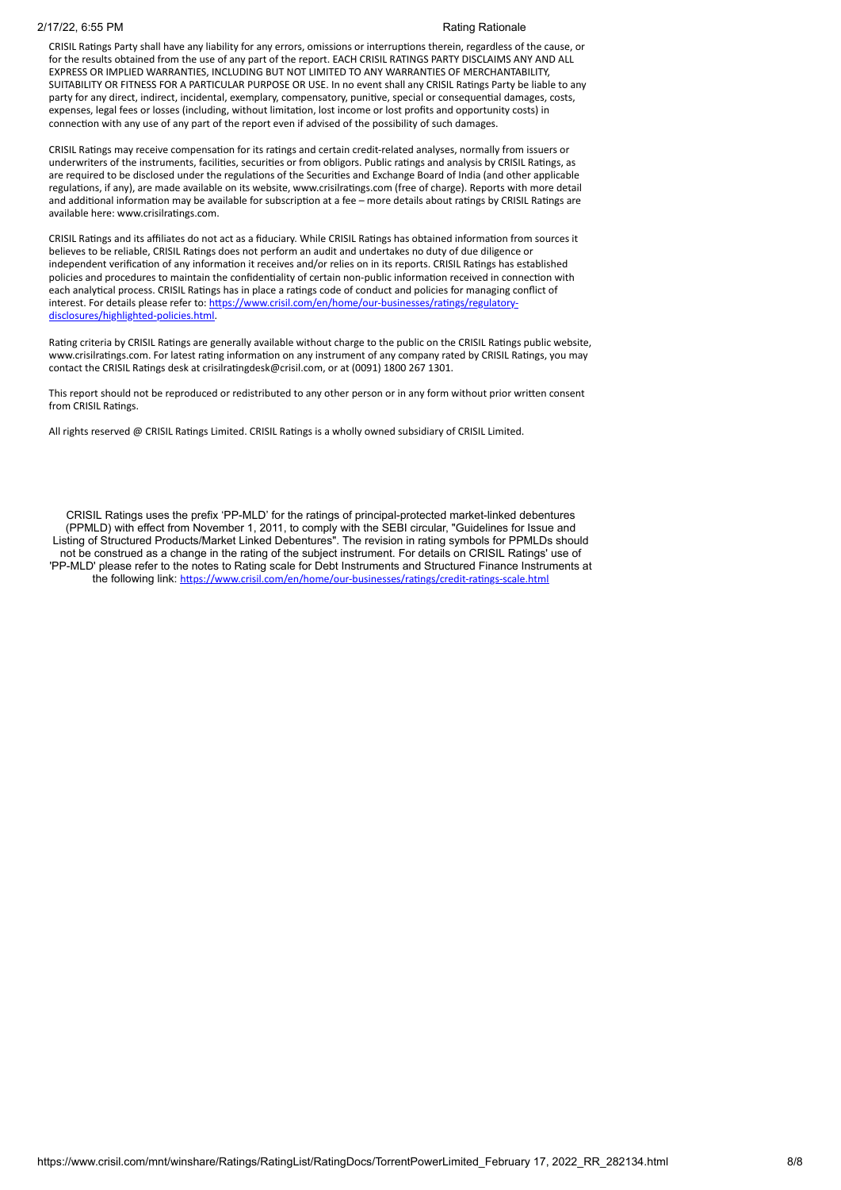CRISIL Ratings Party shall have any liability for any errors, omissions or interruptions therein, regardless of the cause, or for the results obtained from the use of any part of the report. EACH CRISIL RATINGS PARTY DISCLAIMS ANY AND ALL EXPRESS OR IMPLIED WARRANTIES, INCLUDING BUT NOT LIMITED TO ANY WARRANTIES OF MERCHANTABILITY, SUITABILITY OR FITNESS FOR A PARTICULAR PURPOSE OR USE. In no event shall any CRISIL Ratings Party be liable to any party for any direct, indirect, incidental, exemplary, compensatory, punitive, special or consequential damages, costs, expenses, legal fees or losses (including, without limitation, lost income or lost profits and opportunity costs) in connection with any use of any part of the report even if advised of the possibility of such damages.

CRISIL Ratings may receive compensation for its ratings and certain credit-related analyses, normally from issuers or underwriters of the instruments, facilities, securities or from obligors. Public ratings and analysis by CRISIL Ratings, as are required to be disclosed under the regulations of the Securities and Exchange Board of India (and other applicable regulations, if any), are made available on its website, www.crisilratings.com (free of charge). Reports with more detail and additional information may be available for subscription at a fee – more details about ratings by CRISIL Ratings are available here: www.crisilratings.com.

CRISIL Ratings and its affiliates do not act as a fiduciary. While CRISIL Ratings has obtained information from sources it believes to be reliable, CRISIL Ratings does not perform an audit and undertakes no duty of due diligence or independent verification of any information it receives and/or relies on in its reports. CRISIL Ratings has established policies and procedures to maintain the confidentiality of certain non-public information received in connection with each analytical process. CRISIL Ratings has in place a ratings code of conduct and policies for managing conflict of interest. For details please refer to: https://www.crisil.com/en/home/our-businesses/ratings/regulatory-disclosures/highlighted-policies.html.

Rating criteria by CRISIL Ratings are generally available without charge to the public on the CRISIL Ratings public website, www.crisilratings.com. For latest rating information on any instrument of any company rated by CRISIL Ratings, you may contact the CRISIL Ratings desk at crisilratingdesk@crisil.com, or at (0091) 1800 267 1301.

This report should not be reproduced or redistributed to any other person or in any form without prior written consent from CRISIL Ratings.

All rights reserved @ CRISIL Ratings Limited. CRISIL Ratings is a wholly owned subsidiary of CRISIL Limited.

CRISIL Ratings uses the prefix 'PP-MLD' for the ratings of principal-protected market-linked debentures (PPMLD) with effect from November 1, 2011, to comply with the SEBI circular, "Guidelines for Issue and Listing of Structured Products/Market Linked Debentures". The revision in rating symbols for PPMLDs should not be construed as a change in the rating of the subject instrument. For details on CRISIL Ratings' use of 'PP-MLD' please refer to the notes to Rating scale for Debt Instruments and Structured Finance Instruments at the following link: https://www.crisil.com/en/home/our-businesses/ratings/credit-ratings-scale.html